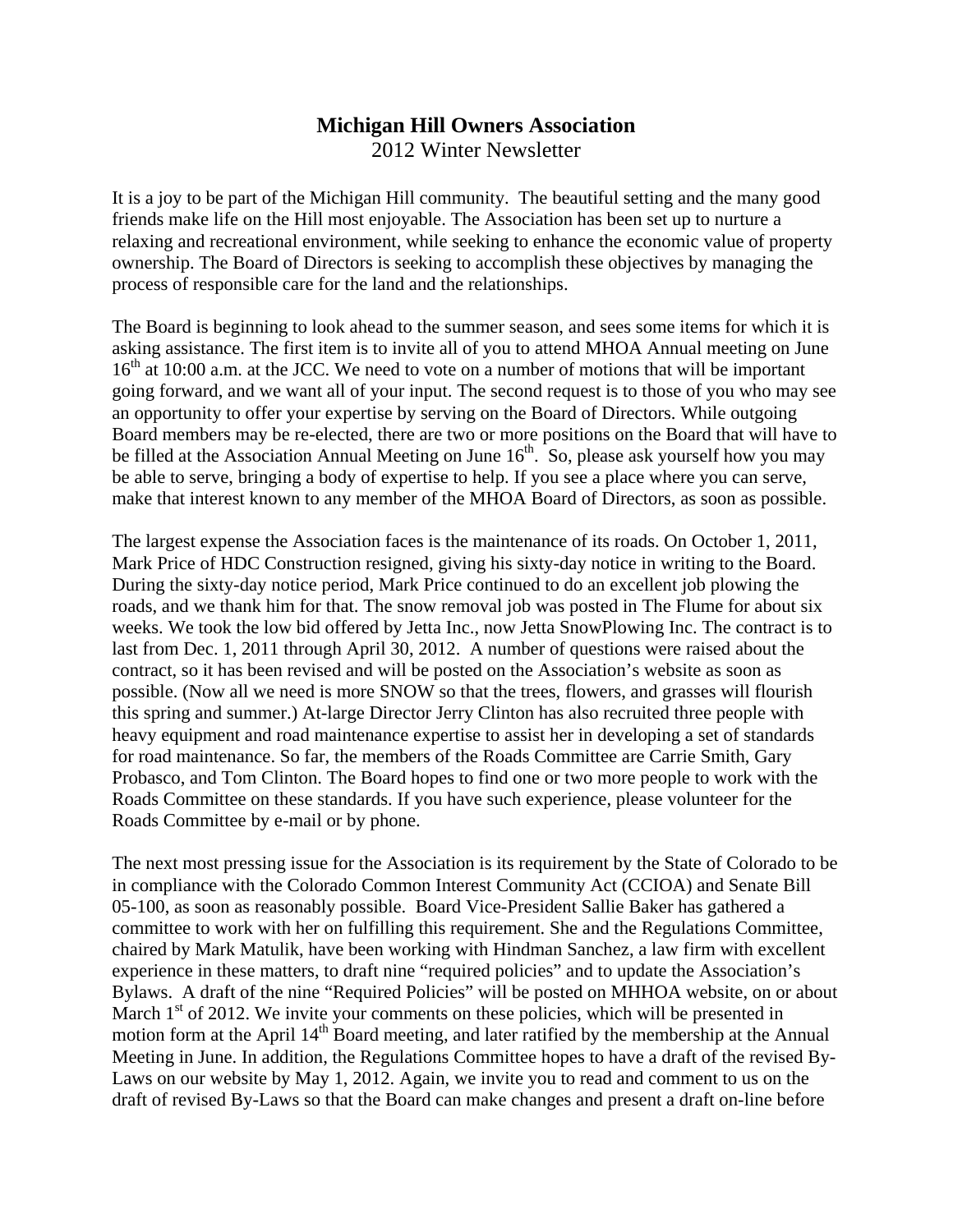# Michigan Hill Owners Association

2012 Winter Newsletter

It is a joy to be part of the Michigan Hill community. The beautiful setting and the many good friends make life on the Hill most enjoyable. The Association has been set up to nurture a relaxing and recreational environment, while seeking to enhance the economic value of property ownership. The Board of Directors is seeking to accomplish these objectives by managing the process of responsible care for the land and the relationships.

The Board is beginning to look ahead to the summer season, and sees some items for which it is asking assistance. The first item is to invite all of you to attend MHOA Annual meeting on June 16th at 10:00 a.m. at the JCC. We need to vote on a number of motions that will be important going forward, and we want all of your input. The second request is to those of you who may see an opportunity to offer your expertise by serving on the Board of Directors. While outgoing Board members may be re-elected, there are two or more positions on the Board that will have to be filled at the Association Annual Meeting on June 16th. So, please ask yourself how you may be able to serve, bringing a body of expertise to help. If you see a place where you can serve, make that interest known to any member of the MHOA Board of Directors, as soon as possible.

The largest expense the Association faces is the maintenance of its roads. On October 1, 2011, Mark Price of HDC Construction resigned, giving his sixty-day notice in writing to the Board. During the sixty-day notice period, Mark Price continued to do an excellent job plowing the roads, and we thank him for that. The snow removal job was posted in The Flume for about six weeks. We took the low bid offered by Jetta Inc., now Jetta SnowPlowing Inc. The contract is to last from Dec. 1, 2011 through April 30, 2012. A number of questions were raised about the contract, so it has been revised and will be posted on the Association's website as soon as possible. (Now all we need is more SNOW so that the trees, flowers, and grasses will flourish this spring and summer.) At-large Director Jerry Clinton has also recruited three people with heavy equipment and road maintenance expertise to assist her in developing a set of standards for road maintenance. So far, the members of the Roads Committee are Carrie Smith, Gary Probasco, and Tom Clinton. The Board hopes to find one or two more people to work with the Roads Committee on these standards. If you have such experience, please volunteer for the Roads Committee by e-mail or by phone.

The next most pressing issue for the Association is its requirement by the State of Colorado to be in compliance with the Colorado Common Interest Community Act (CCIOA) and Senate Bill 05-100, as soon as reasonably possible. Board Vice-President Sallie Baker has gathered a committee to work with her on fulfilling this requirement. She and the Regulations Committee, chaired by Mark Matulik, have been working with Hindman Sanchez, a law firm with excellent experience in these matters, to draft nine "required policies" and to update the Association's Bylaws. A draft of the nine "Required Policies" will be posted on MHHOA website, on or about March 1st of 2012. We invite your comments on these policies, which will be presented in motion form at the April 14th Board meeting, and later ratified by the membership at the Annual Meeting in June. In addition, the Regulations Committee hopes to have a draft of the revised By-Laws on our website by May 1, 2012. Again, we invite you to read and comment to us on the draft of revised By-Laws so that the Board can make changes and present a draft on-line before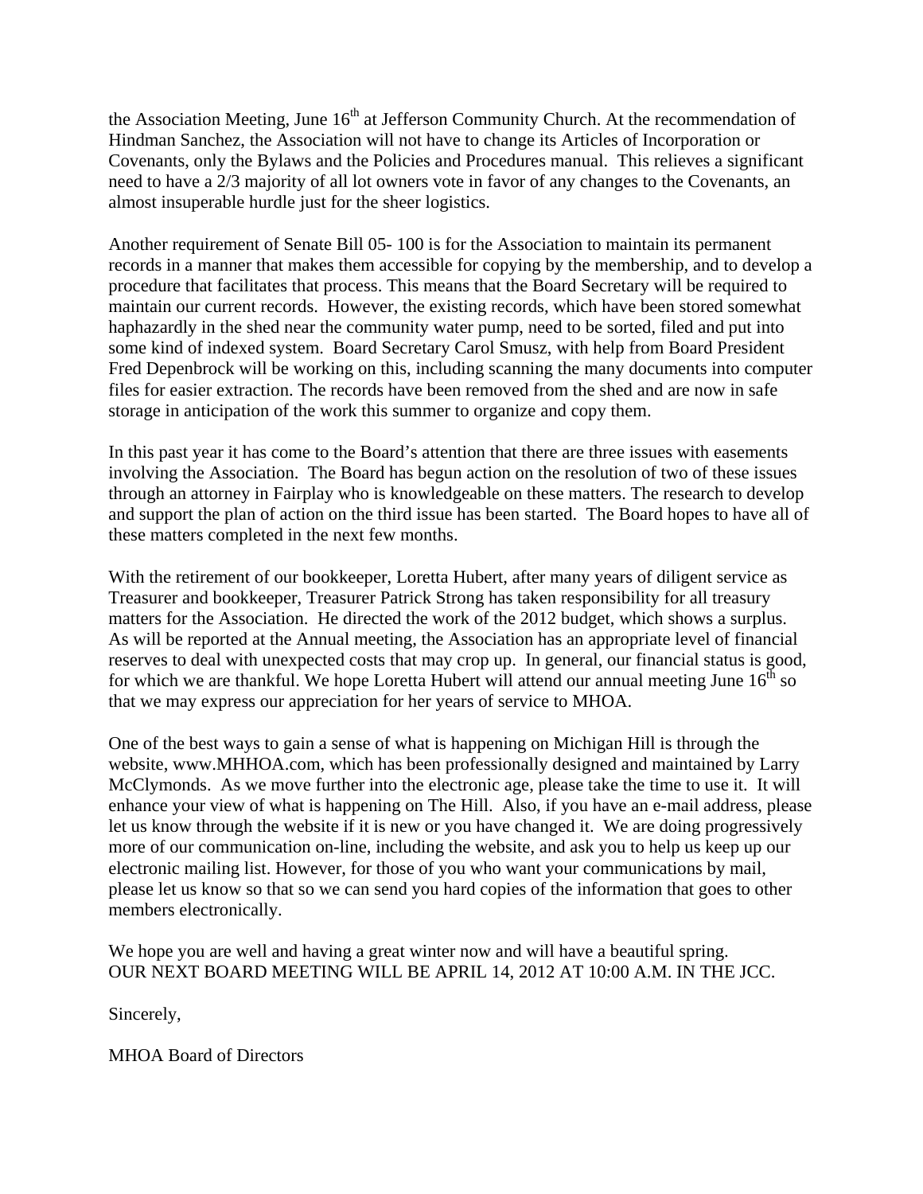the Association Meeting, June 16th at Jefferson Community Church. At the recommendation of Hindman Sanchez, the Association will not have to change its Articles of Incorporation or Covenants, only the Bylaws and the Policies and Procedures manual. This relieves a significant need to have a 2/3 majority of all lot owners vote in favor of any changes to the Covenants, an almost insuperable hurdle just for the sheer logistics.

Another requirement of Senate Bill 05- 100 is for the Association to maintain its permanent records in a manner that makes them accessible for copying by the membership, and to develop a procedure that facilitates that process. This means that the Board Secretary will be required to maintain our current records. However, the existing records, which have been stored somewhat haphazardly in the shed near the community water pump, need to be sorted, filed and put into some kind of indexed system. Board Secretary Carol Smusz, with help from Board President Fred Depenbrock will be working on this, including scanning the many documents into computer files for easier extraction. The records have been removed from the shed and are now in safe storage in anticipation of the work this summer to organize and copy them.

In this past year it has come to the Board's attention that there are three issues with easements involving the Association. The Board has begun action on the resolution of two of these issues through an attorney in Fairplay who is knowledgeable on these matters. The research to develop and support the plan of action on the third issue has been started. The Board hopes to have all of these matters completed in the next few months.

With the retirement of our bookkeeper, Loretta Hubert, after many years of diligent service as Treasurer and bookkeeper, Treasurer Patrick Strong has taken responsibility for all treasury matters for the Association. He directed the work of the 2012 budget, which shows a surplus. As will be reported at the Annual meeting, the Association has an appropriate level of financial reserves to deal with unexpected costs that may crop up. In general, our financial status is good, for which we are thankful. We hope Loretta Hubert will attend our annual meeting June 16th so that we may express our appreciation for her years of service to MHOA.

One of the best ways to gain a sense of what is happening on Michigan Hill is through the website, www.MHHOA.com, which has been professionally designed and maintained by Larry McClymonds. As we move further into the electronic age, please take the time to use it. It will enhance your view of what is happening on The Hill. Also, if you have an e-mail address, please let us know through the website if it is new or you have changed it. We are doing progressively more of our communication on-line, including the website, and ask you to help us keep up our electronic mailing list. However, for those of you who want your communications by mail, please let us know so that so we can send you hard copies of the information that goes to other members electronically.

We hope you are well and having a great winter now and will have a beautiful spring.
OUR NEXT BOARD MEETING WILL BE APRIL 14, 2012 AT 10:00 A.M. IN THE JCC.

Sincerely,

MHOA Board of Directors